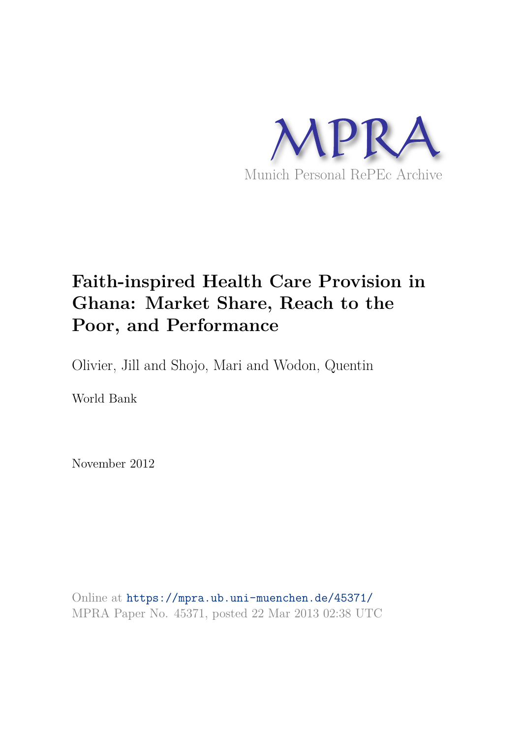MPRA

Munich Personal RePEc Archive

# Faith-inspired Health Care Provision in Ghana: Market Share, Reach to the Poor, and Performance

Olivier, Jill and Shojo, Mari and Wodon, Quentin

World Bank

November 2012

Online at https://mpra.ub.uni-muenchen.de/45371/
MPRA Paper No. 45371, posted 22 Mar 2013 02:38 UTC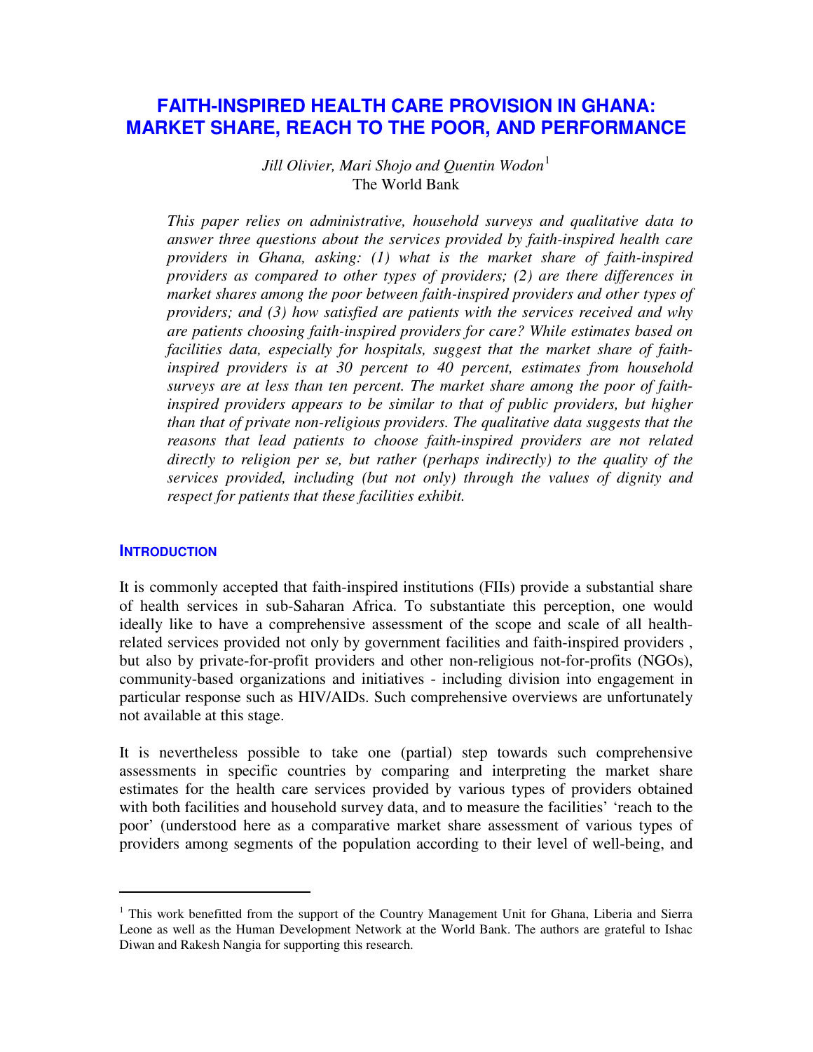# FAITH-INSPIRED HEALTH CARE PROVISION IN GHANA: MARKET SHARE, REACH TO THE POOR, AND PERFORMANCE

*Jill Olivier, Mari Shojo and Quentin Wodon*[1]
The World Bank

*This paper relies on administrative, household surveys and qualitative data to answer three questions about the services provided by faith-inspired health care providers in Ghana, asking: (1) what is the market share of faith-inspired providers as compared to other types of providers; (2) are there differences in market shares among the poor between faith-inspired providers and other types of providers; and (3) how satisfied are patients with the services received and why are patients choosing faith-inspired providers for care? While estimates based on facilities data, especially for hospitals, suggest that the market share of faith-inspired providers is at 30 percent to 40 percent, estimates from household surveys are at less than ten percent. The market share among the poor of faith-inspired providers appears to be similar to that of public providers, but higher than that of private non-religious providers. The qualitative data suggests that the reasons that lead patients to choose faith-inspired providers are not related directly to religion per se, but rather (perhaps indirectly) to the quality of the services provided, including (but not only) through the values of dignity and respect for patients that these facilities exhibit.*

## INTRODUCTION

It is commonly accepted that faith-inspired institutions (FIIs) provide a substantial share of health services in sub-Saharan Africa. To substantiate this perception, one would ideally like to have a comprehensive assessment of the scope and scale of all health-related services provided not only by government facilities and faith-inspired providers , but also by private-for-profit providers and other non-religious not-for-profits (NGOs), community-based organizations and initiatives - including division into engagement in particular response such as HIV/AIDs. Such comprehensive overviews are unfortunately not available at this stage.

It is nevertheless possible to take one (partial) step towards such comprehensive assessments in specific countries by comparing and interpreting the market share estimates for the health care services provided by various types of providers obtained with both facilities and household survey data, and to measure the facilities' 'reach to the poor' (understood here as a comparative market share assessment of various types of providers among segments of the population according to their level of well-being, and

---

[1] This work benefitted from the support of the Country Management Unit for Ghana, Liberia and Sierra Leone as well as the Human Development Network at the World Bank. The authors are grateful to Ishac Diwan and Rakesh Nangia for supporting this research.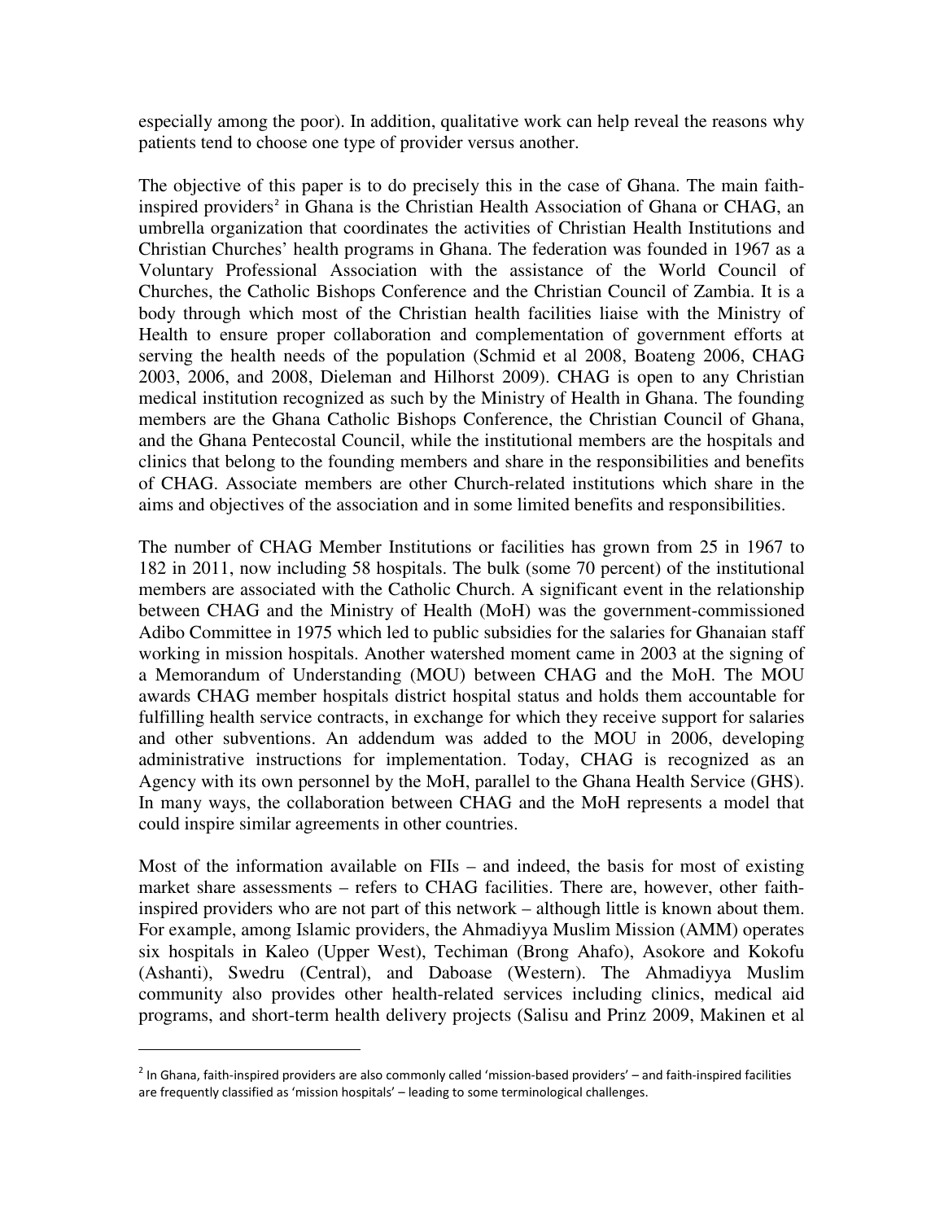especially among the poor). In addition, qualitative work can help reveal the reasons why patients tend to choose one type of provider versus another.

The objective of this paper is to do precisely this in the case of Ghana. The main faith-inspired providers[2] in Ghana is the Christian Health Association of Ghana or CHAG, an umbrella organization that coordinates the activities of Christian Health Institutions and Christian Churches' health programs in Ghana. The federation was founded in 1967 as a Voluntary Professional Association with the assistance of the World Council of Churches, the Catholic Bishops Conference and the Christian Council of Zambia. It is a body through which most of the Christian health facilities liaise with the Ministry of Health to ensure proper collaboration and complementation of government efforts at serving the health needs of the population (Schmid et al 2008, Boateng 2006, CHAG 2003, 2006, and 2008, Dieleman and Hilhorst 2009). CHAG is open to any Christian medical institution recognized as such by the Ministry of Health in Ghana. The founding members are the Ghana Catholic Bishops Conference, the Christian Council of Ghana, and the Ghana Pentecostal Council, while the institutional members are the hospitals and clinics that belong to the founding members and share in the responsibilities and benefits of CHAG. Associate members are other Church-related institutions which share in the aims and objectives of the association and in some limited benefits and responsibilities.

The number of CHAG Member Institutions or facilities has grown from 25 in 1967 to 182 in 2011, now including 58 hospitals. The bulk (some 70 percent) of the institutional members are associated with the Catholic Church. A significant event in the relationship between CHAG and the Ministry of Health (MoH) was the government-commissioned Adibo Committee in 1975 which led to public subsidies for the salaries for Ghanaian staff working in mission hospitals. Another watershed moment came in 2003 at the signing of a Memorandum of Understanding (MOU) between CHAG and the MoH. The MOU awards CHAG member hospitals district hospital status and holds them accountable for fulfilling health service contracts, in exchange for which they receive support for salaries and other subventions. An addendum was added to the MOU in 2006, developing administrative instructions for implementation. Today, CHAG is recognized as an Agency with its own personnel by the MoH, parallel to the Ghana Health Service (GHS). In many ways, the collaboration between CHAG and the MoH represents a model that could inspire similar agreements in other countries.

Most of the information available on FIIs – and indeed, the basis for most of existing market share assessments – refers to CHAG facilities. There are, however, other faith-inspired providers who are not part of this network – although little is known about them. For example, among Islamic providers, the Ahmadiyya Muslim Mission (AMM) operates six hospitals in Kaleo (Upper West), Techiman (Brong Ahafo), Asokore and Kokofu (Ashanti), Swedru (Central), and Daboase (Western). The Ahmadiyya Muslim community also provides other health-related services including clinics, medical aid programs, and short-term health delivery projects (Salisu and Prinz 2009, Makinen et al

---

[2] In Ghana, faith-inspired providers are also commonly called 'mission-based providers' – and faith-inspired facilities are frequently classified as 'mission hospitals' – leading to some terminological challenges.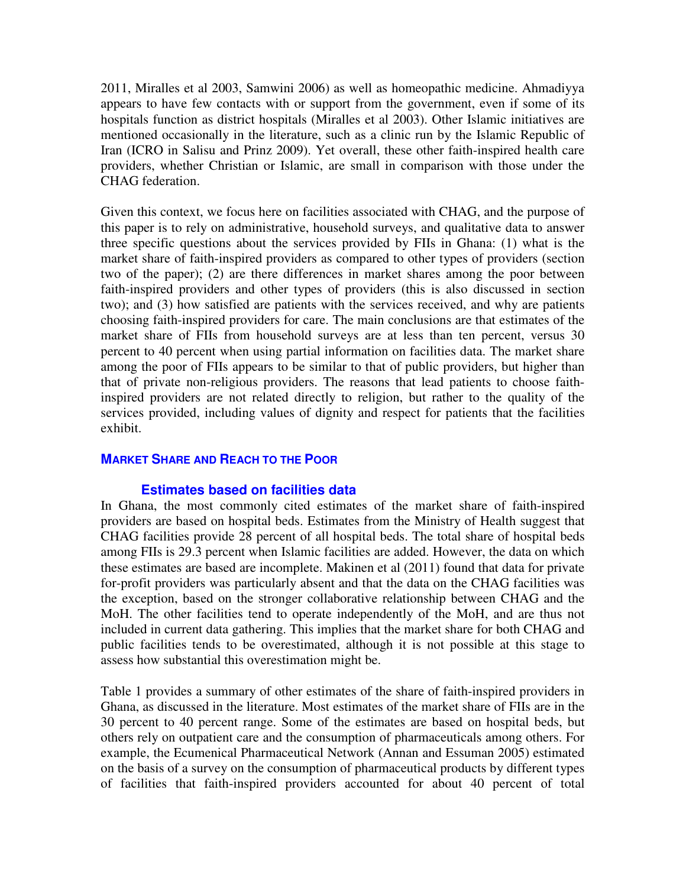2011, Miralles et al 2003, Samwini 2006) as well as homeopathic medicine. Ahmadiyya appears to have few contacts with or support from the government, even if some of its hospitals function as district hospitals (Miralles et al 2003). Other Islamic initiatives are mentioned occasionally in the literature, such as a clinic run by the Islamic Republic of Iran (ICRO in Salisu and Prinz 2009). Yet overall, these other faith-inspired health care providers, whether Christian or Islamic, are small in comparison with those under the CHAG federation.

Given this context, we focus here on facilities associated with CHAG, and the purpose of this paper is to rely on administrative, household surveys, and qualitative data to answer three specific questions about the services provided by FIIs in Ghana: (1) what is the market share of faith-inspired providers as compared to other types of providers (section two of the paper); (2) are there differences in market shares among the poor between faith-inspired providers and other types of providers (this is also discussed in section two); and (3) how satisfied are patients with the services received, and why are patients choosing faith-inspired providers for care. The main conclusions are that estimates of the market share of FIIs from household surveys are at less than ten percent, versus 30 percent to 40 percent when using partial information on facilities data. The market share among the poor of FIIs appears to be similar to that of public providers, but higher than that of private non-religious providers. The reasons that lead patients to choose faith-inspired providers are not related directly to religion, but rather to the quality of the services provided, including values of dignity and respect for patients that the facilities exhibit.

## MARKET SHARE AND REACH TO THE POOR

### Estimates based on facilities data

In Ghana, the most commonly cited estimates of the market share of faith-inspired providers are based on hospital beds. Estimates from the Ministry of Health suggest that CHAG facilities provide 28 percent of all hospital beds. The total share of hospital beds among FIIs is 29.3 percent when Islamic facilities are added. However, the data on which these estimates are based are incomplete. Makinen et al (2011) found that data for private for-profit providers was particularly absent and that the data on the CHAG facilities was the exception, based on the stronger collaborative relationship between CHAG and the MoH. The other facilities tend to operate independently of the MoH, and are thus not included in current data gathering. This implies that the market share for both CHAG and public facilities tends to be overestimated, although it is not possible at this stage to assess how substantial this overestimation might be.

Table 1 provides a summary of other estimates of the share of faith-inspired providers in Ghana, as discussed in the literature. Most estimates of the market share of FIIs are in the 30 percent to 40 percent range. Some of the estimates are based on hospital beds, but others rely on outpatient care and the consumption of pharmaceuticals among others. For example, the Ecumenical Pharmaceutical Network (Annan and Essuman 2005) estimated on the basis of a survey on the consumption of pharmaceutical products by different types of facilities that faith-inspired providers accounted for about 40 percent of total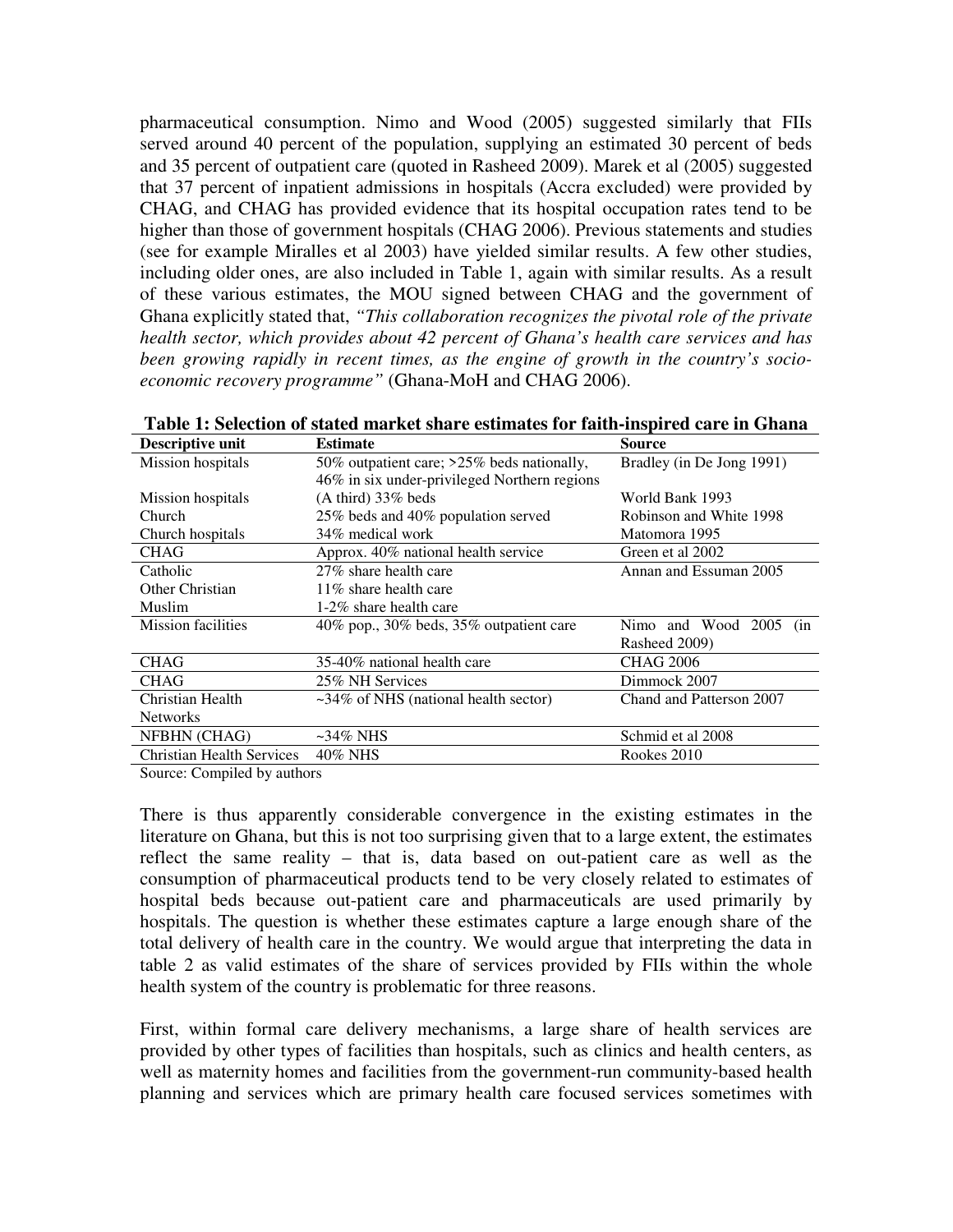pharmaceutical consumption. Nimo and Wood (2005) suggested similarly that FIIs served around 40 percent of the population, supplying an estimated 30 percent of beds and 35 percent of outpatient care (quoted in Rasheed 2009). Marek et al (2005) suggested that 37 percent of inpatient admissions in hospitals (Accra excluded) were provided by CHAG, and CHAG has provided evidence that its hospital occupation rates tend to be higher than those of government hospitals (CHAG 2006). Previous statements and studies (see for example Miralles et al 2003) have yielded similar results. A few other studies, including older ones, are also included in Table 1, again with similar results. As a result of these various estimates, the MOU signed between CHAG and the government of Ghana explicitly stated that, *"This collaboration recognizes the pivotal role of the private health sector, which provides about 42 percent of Ghana's health care services and has been growing rapidly in recent times, as the engine of growth in the country's socio-economic recovery programme"* (Ghana-MoH and CHAG 2006).

**Table 1: Selection of stated market share estimates for faith-inspired care in Ghana**

| Descriptive unit | Estimate | Source |
|---|---|---|
| Mission hospitals | 50% outpatient care; >25% beds nationally, 46% in six under-privileged Northern regions | Bradley (in De Jong 1991) |
| Mission hospitals | (A third) 33% beds | World Bank 1993 |
| Church | 25% beds and 40% population served | Robinson and White 1998 |
| Church hospitals | 34% medical work | Matomora 1995 |
| CHAG | Approx. 40% national health service | Green et al 2002 |
| Catholic | 27% share health care | Annan and Essuman 2005 |
| Other Christian | 11% share health care | |
| Muslim | 1-2% share health care | |
| Mission facilities | 40% pop., 30% beds, 35% outpatient care | Nimo and Wood 2005 (in Rasheed 2009) |
| CHAG | 35-40% national health care | CHAG 2006 |
| CHAG | 25% NH Services | Dimmock 2007 |
| Christian Health Networks | ~34% of NHS (national health sector) | Chand and Patterson 2007 |
| NFBHN (CHAG) | ~34% NHS | Schmid et al 2008 |
| Christian Health Services | 40% NHS | Rookes 2010 |

Source: Compiled by authors

There is thus apparently considerable convergence in the existing estimates in the literature on Ghana, but this is not too surprising given that to a large extent, the estimates reflect the same reality – that is, data based on out-patient care as well as the consumption of pharmaceutical products tend to be very closely related to estimates of hospital beds because out-patient care and pharmaceuticals are used primarily by hospitals. The question is whether these estimates capture a large enough share of the total delivery of health care in the country. We would argue that interpreting the data in table 2 as valid estimates of the share of services provided by FIIs within the whole health system of the country is problematic for three reasons.

First, within formal care delivery mechanisms, a large share of health services are provided by other types of facilities than hospitals, such as clinics and health centers, as well as maternity homes and facilities from the government-run community-based health planning and services which are primary health care focused services sometimes with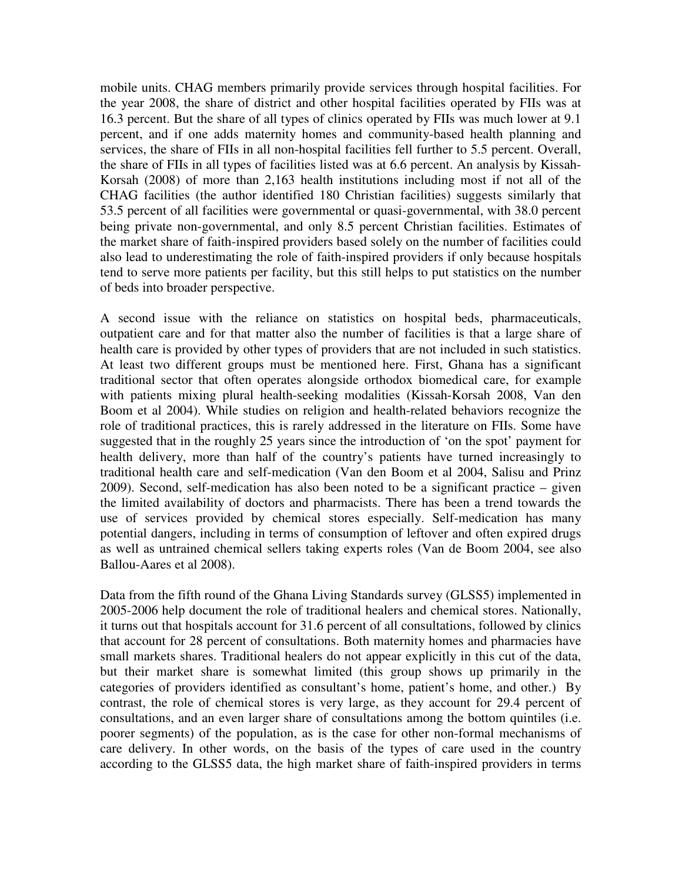mobile units. CHAG members primarily provide services through hospital facilities. For the year 2008, the share of district and other hospital facilities operated by FIIs was at 16.3 percent. But the share of all types of clinics operated by FIIs was much lower at 9.1 percent, and if one adds maternity homes and community-based health planning and services, the share of FIIs in all non-hospital facilities fell further to 5.5 percent. Overall, the share of FIIs in all types of facilities listed was at 6.6 percent. An analysis by Kissah-Korsah (2008) of more than 2,163 health institutions including most if not all of the CHAG facilities (the author identified 180 Christian facilities) suggests similarly that 53.5 percent of all facilities were governmental or quasi-governmental, with 38.0 percent being private non-governmental, and only 8.5 percent Christian facilities. Estimates of the market share of faith-inspired providers based solely on the number of facilities could also lead to underestimating the role of faith-inspired providers if only because hospitals tend to serve more patients per facility, but this still helps to put statistics on the number of beds into broader perspective.

A second issue with the reliance on statistics on hospital beds, pharmaceuticals, outpatient care and for that matter also the number of facilities is that a large share of health care is provided by other types of providers that are not included in such statistics. At least two different groups must be mentioned here. First, Ghana has a significant traditional sector that often operates alongside orthodox biomedical care, for example with patients mixing plural health-seeking modalities (Kissah-Korsah 2008, Van den Boom et al 2004). While studies on religion and health-related behaviors recognize the role of traditional practices, this is rarely addressed in the literature on FIIs. Some have suggested that in the roughly 25 years since the introduction of 'on the spot' payment for health delivery, more than half of the country's patients have turned increasingly to traditional health care and self-medication (Van den Boom et al 2004, Salisu and Prinz 2009). Second, self-medication has also been noted to be a significant practice – given the limited availability of doctors and pharmacists. There has been a trend towards the use of services provided by chemical stores especially. Self-medication has many potential dangers, including in terms of consumption of leftover and often expired drugs as well as untrained chemical sellers taking experts roles (Van de Boom 2004, see also Ballou-Aares et al 2008).

Data from the fifth round of the Ghana Living Standards survey (GLSS5) implemented in 2005-2006 help document the role of traditional healers and chemical stores. Nationally, it turns out that hospitals account for 31.6 percent of all consultations, followed by clinics that account for 28 percent of consultations. Both maternity homes and pharmacies have small markets shares. Traditional healers do not appear explicitly in this cut of the data, but their market share is somewhat limited (this group shows up primarily in the categories of providers identified as consultant's home, patient's home, and other.) By contrast, the role of chemical stores is very large, as they account for 29.4 percent of consultations, and an even larger share of consultations among the bottom quintiles (i.e. poorer segments) of the population, as is the case for other non-formal mechanisms of care delivery. In other words, on the basis of the types of care used in the country according to the GLSS5 data, the high market share of faith-inspired providers in terms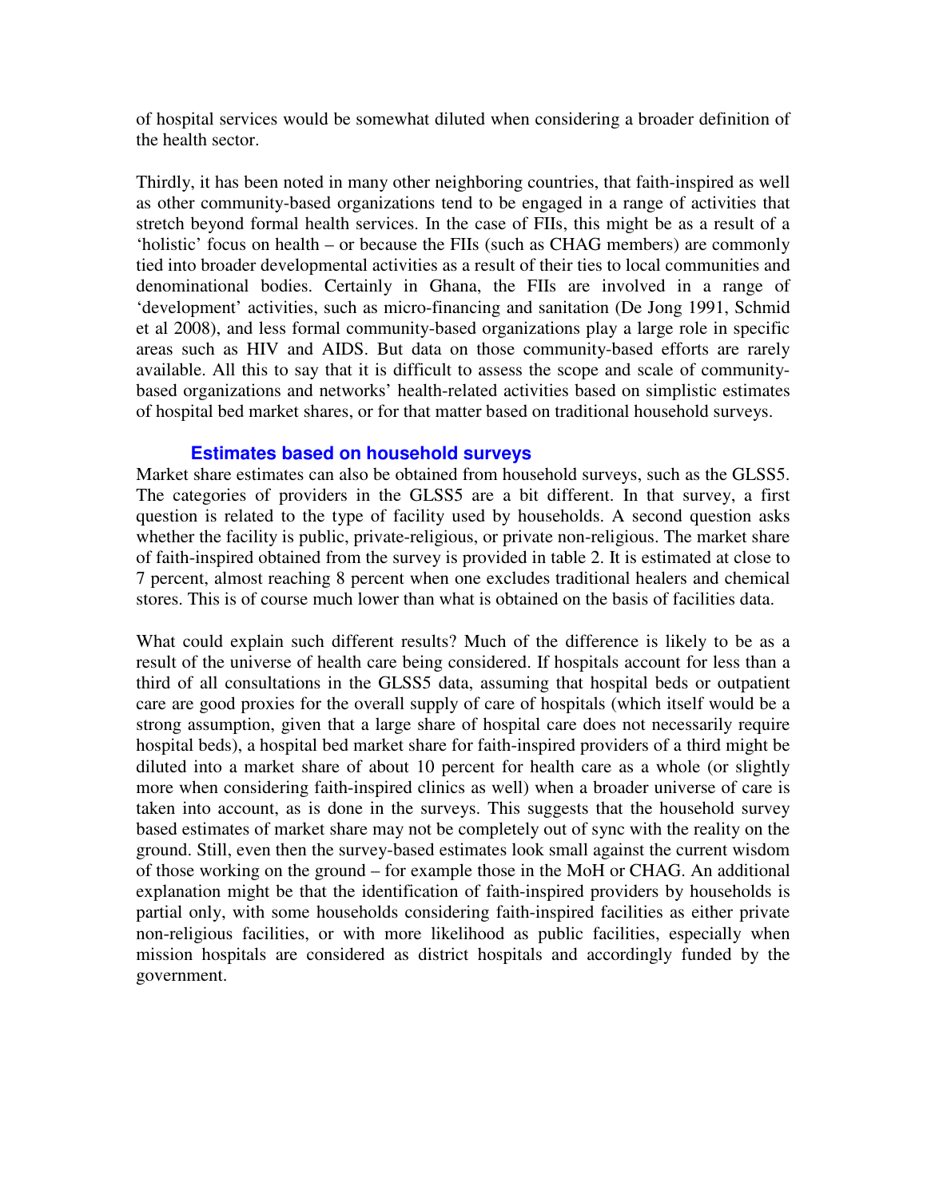of hospital services would be somewhat diluted when considering a broader definition of the health sector.

Thirdly, it has been noted in many other neighboring countries, that faith-inspired as well as other community-based organizations tend to be engaged in a range of activities that stretch beyond formal health services. In the case of FIIs, this might be as a result of a 'holistic' focus on health – or because the FIIs (such as CHAG members) are commonly tied into broader developmental activities as a result of their ties to local communities and denominational bodies. Certainly in Ghana, the FIIs are involved in a range of 'development' activities, such as micro-financing and sanitation (De Jong 1991, Schmid et al 2008), and less formal community-based organizations play a large role in specific areas such as HIV and AIDS. But data on those community-based efforts are rarely available. All this to say that it is difficult to assess the scope and scale of community-based organizations and networks' health-related activities based on simplistic estimates of hospital bed market shares, or for that matter based on traditional household surveys.

### Estimates based on household surveys

Market share estimates can also be obtained from household surveys, such as the GLSS5. The categories of providers in the GLSS5 are a bit different. In that survey, a first question is related to the type of facility used by households. A second question asks whether the facility is public, private-religious, or private non-religious. The market share of faith-inspired obtained from the survey is provided in table 2. It is estimated at close to 7 percent, almost reaching 8 percent when one excludes traditional healers and chemical stores. This is of course much lower than what is obtained on the basis of facilities data.

What could explain such different results? Much of the difference is likely to be as a result of the universe of health care being considered. If hospitals account for less than a third of all consultations in the GLSS5 data, assuming that hospital beds or outpatient care are good proxies for the overall supply of care of hospitals (which itself would be a strong assumption, given that a large share of hospital care does not necessarily require hospital beds), a hospital bed market share for faith-inspired providers of a third might be diluted into a market share of about 10 percent for health care as a whole (or slightly more when considering faith-inspired clinics as well) when a broader universe of care is taken into account, as is done in the surveys. This suggests that the household survey based estimates of market share may not be completely out of sync with the reality on the ground. Still, even then the survey-based estimates look small against the current wisdom of those working on the ground – for example those in the MoH or CHAG. An additional explanation might be that the identification of faith-inspired providers by households is partial only, with some households considering faith-inspired facilities as either private non-religious facilities, or with more likelihood as public facilities, especially when mission hospitals are considered as district hospitals and accordingly funded by the government.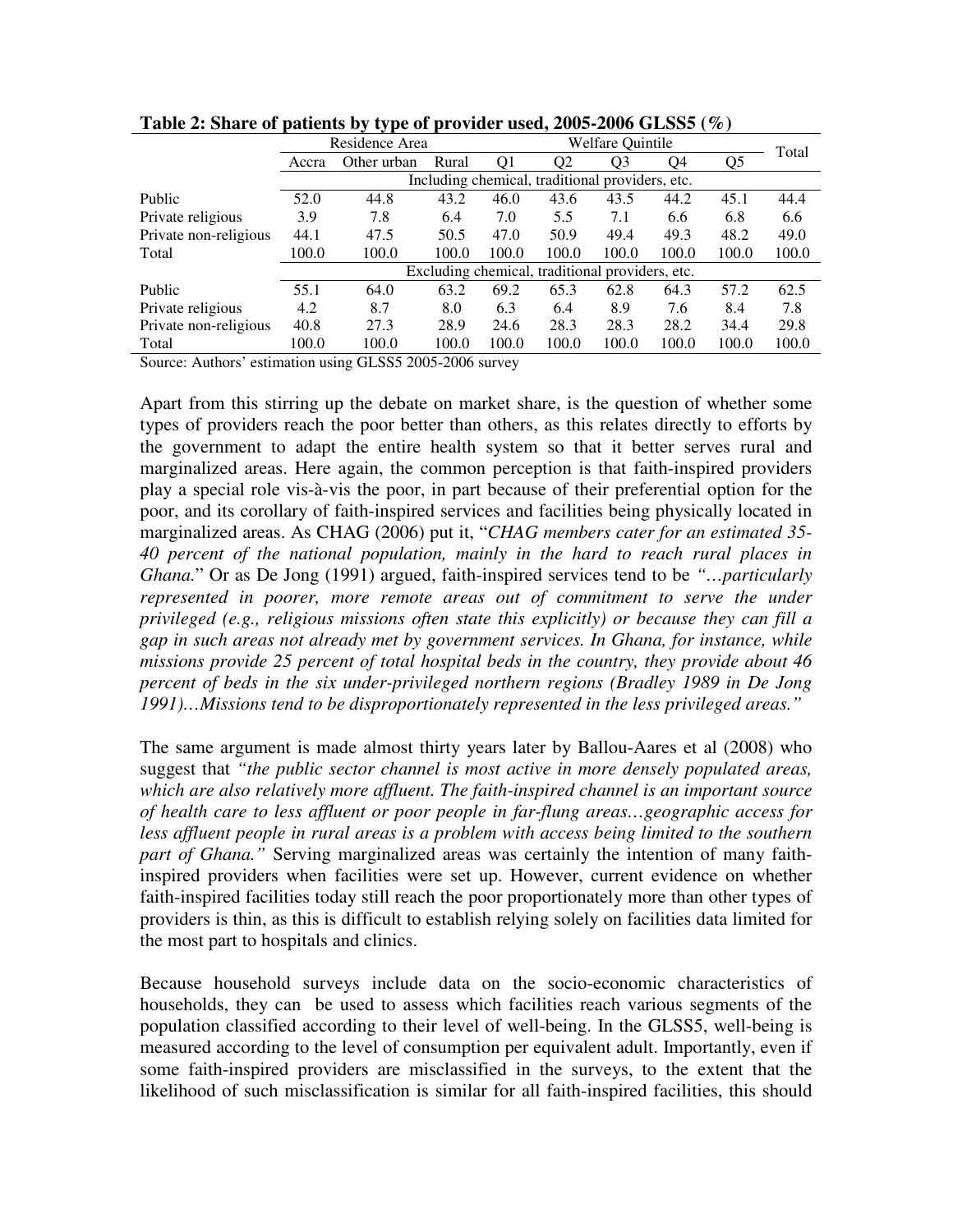**Table 2: Share of patients by type of provider used, 2005-2006 GLSS5 (%)**

| | Residence Area | | | Welfare Quintile | | | | | Total |
|---|---|---|---|---|---|---|---|---|---|
| | Accra | Other urban | Rural | Q1 | Q2 | Q3 | Q4 | Q5 | |
| | Including chemical, traditional providers, etc. | | | | | | | | |
| Public | 52.0 | 44.8 | 43.2 | 46.0 | 43.6 | 43.5 | 44.2 | 45.1 | 44.4 |
| Private religious | 3.9 | 7.8 | 6.4 | 7.0 | 5.5 | 7.1 | 6.6 | 6.8 | 6.6 |
| Private non-religious | 44.1 | 47.5 | 50.5 | 47.0 | 50.9 | 49.4 | 49.3 | 48.2 | 49.0 |
| Total | 100.0 | 100.0 | 100.0 | 100.0 | 100.0 | 100.0 | 100.0 | 100.0 | 100.0 |
| | Excluding chemical, traditional providers, etc. | | | | | | | | |
| Public | 55.1 | 64.0 | 63.2 | 69.2 | 65.3 | 62.8 | 64.3 | 57.2 | 62.5 |
| Private religious | 4.2 | 8.7 | 8.0 | 6.3 | 6.4 | 8.9 | 7.6 | 8.4 | 7.8 |
| Private non-religious | 40.8 | 27.3 | 28.9 | 24.6 | 28.3 | 28.3 | 28.3 | 34.4 | 29.8 |
| Total | 100.0 | 100.0 | 100.0 | 100.0 | 100.0 | 100.0 | 100.0 | 100.0 | 100.0 |

Source: Authors' estimation using GLSS5 2005-2006 survey

Apart from this stirring up the debate on market share, is the question of whether some types of providers reach the poor better than others, as this relates directly to efforts by the government to adapt the entire health system so that it better serves rural and marginalized areas. Here again, the common perception is that faith-inspired providers play a special role vis-à-vis the poor, in part because of their preferential option for the poor, and its corollary of faith-inspired services and facilities being physically located in marginalized areas. As CHAG (2006) put it, "*CHAG members cater for an estimated 35-40 percent of the national population, mainly in the hard to reach rural places in Ghana.*" Or as De Jong (1991) argued, faith-inspired services tend to be *"…particularly represented in poorer, more remote areas out of commitment to serve the under privileged (e.g., religious missions often state this explicitly) or because they can fill a gap in such areas not already met by government services. In Ghana, for instance, while missions provide 25 percent of total hospital beds in the country, they provide about 46 percent of beds in the six under-privileged northern regions (Bradley 1989 in De Jong 1991)…Missions tend to be disproportionately represented in the less privileged areas."*

The same argument is made almost thirty years later by Ballou-Aares et al (2008) who suggest that *"the public sector channel is most active in more densely populated areas, which are also relatively more affluent. The faith-inspired channel is an important source of health care to less affluent or poor people in far-flung areas…geographic access for less affluent people in rural areas is a problem with access being limited to the southern part of Ghana."* Serving marginalized areas was certainly the intention of many faith-inspired providers when facilities were set up. However, current evidence on whether faith-inspired facilities today still reach the poor proportionately more than other types of providers is thin, as this is difficult to establish relying solely on facilities data limited for the most part to hospitals and clinics.

Because household surveys include data on the socio-economic characteristics of households, they can be used to assess which facilities reach various segments of the population classified according to their level of well-being. In the GLSS5, well-being is measured according to the level of consumption per equivalent adult. Importantly, even if some faith-inspired providers are misclassified in the surveys, to the extent that the likelihood of such misclassification is similar for all faith-inspired facilities, this should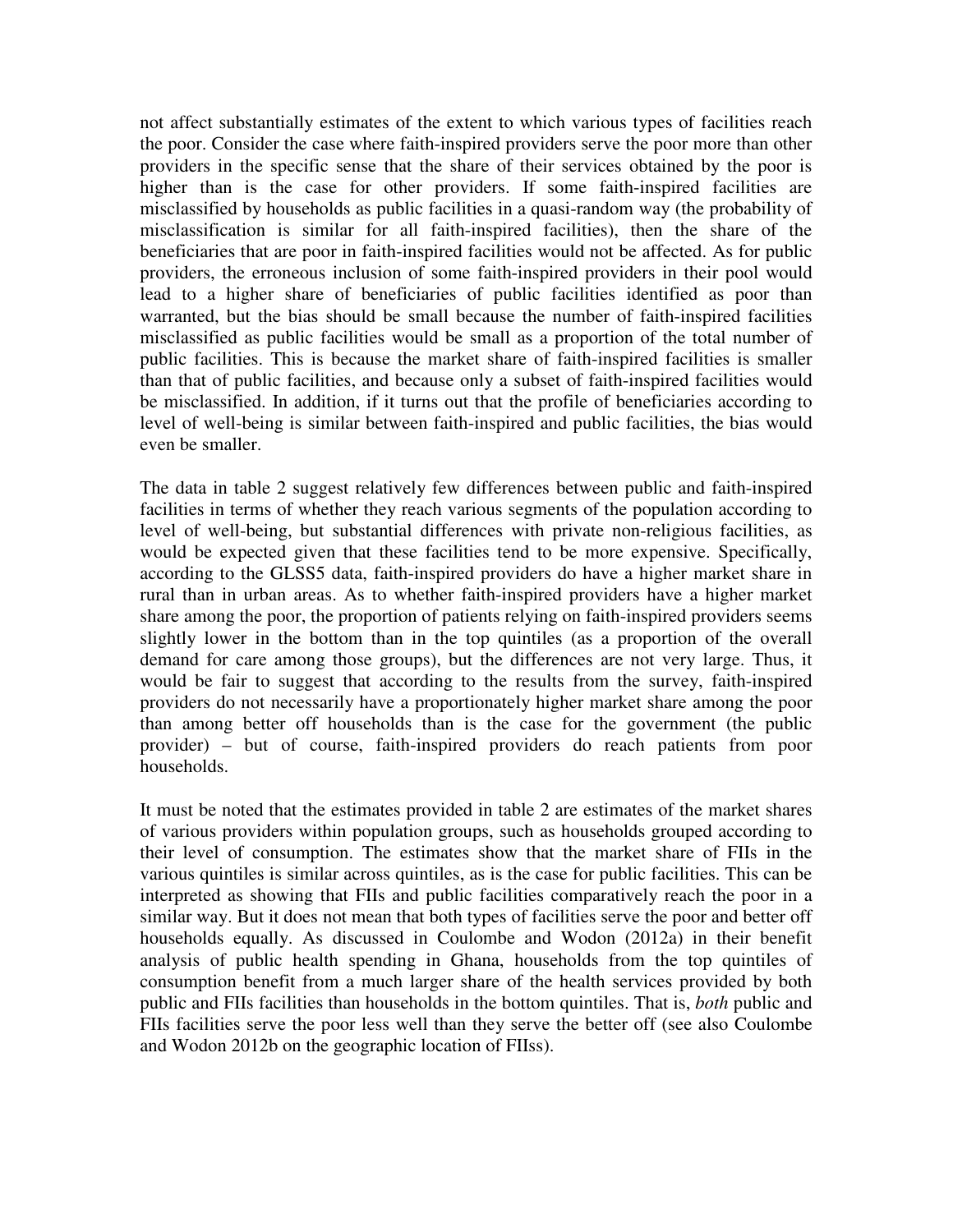not affect substantially estimates of the extent to which various types of facilities reach the poor. Consider the case where faith-inspired providers serve the poor more than other providers in the specific sense that the share of their services obtained by the poor is higher than is the case for other providers. If some faith-inspired facilities are misclassified by households as public facilities in a quasi-random way (the probability of misclassification is similar for all faith-inspired facilities), then the share of the beneficiaries that are poor in faith-inspired facilities would not be affected. As for public providers, the erroneous inclusion of some faith-inspired providers in their pool would lead to a higher share of beneficiaries of public facilities identified as poor than warranted, but the bias should be small because the number of faith-inspired facilities misclassified as public facilities would be small as a proportion of the total number of public facilities. This is because the market share of faith-inspired facilities is smaller than that of public facilities, and because only a subset of faith-inspired facilities would be misclassified. In addition, if it turns out that the profile of beneficiaries according to level of well-being is similar between faith-inspired and public facilities, the bias would even be smaller.

The data in table 2 suggest relatively few differences between public and faith-inspired facilities in terms of whether they reach various segments of the population according to level of well-being, but substantial differences with private non-religious facilities, as would be expected given that these facilities tend to be more expensive. Specifically, according to the GLSS5 data, faith-inspired providers do have a higher market share in rural than in urban areas. As to whether faith-inspired providers have a higher market share among the poor, the proportion of patients relying on faith-inspired providers seems slightly lower in the bottom than in the top quintiles (as a proportion of the overall demand for care among those groups), but the differences are not very large. Thus, it would be fair to suggest that according to the results from the survey, faith-inspired providers do not necessarily have a proportionately higher market share among the poor than among better off households than is the case for the government (the public provider) – but of course, faith-inspired providers do reach patients from poor households.

It must be noted that the estimates provided in table 2 are estimates of the market shares of various providers within population groups, such as households grouped according to their level of consumption. The estimates show that the market share of FIIs in the various quintiles is similar across quintiles, as is the case for public facilities. This can be interpreted as showing that FIIs and public facilities comparatively reach the poor in a similar way. But it does not mean that both types of facilities serve the poor and better off households equally. As discussed in Coulombe and Wodon (2012a) in their benefit analysis of public health spending in Ghana, households from the top quintiles of consumption benefit from a much larger share of the health services provided by both public and FIIs facilities than households in the bottom quintiles. That is, *both* public and FIIs facilities serve the poor less well than they serve the better off (see also Coulombe and Wodon 2012b on the geographic location of FIIss).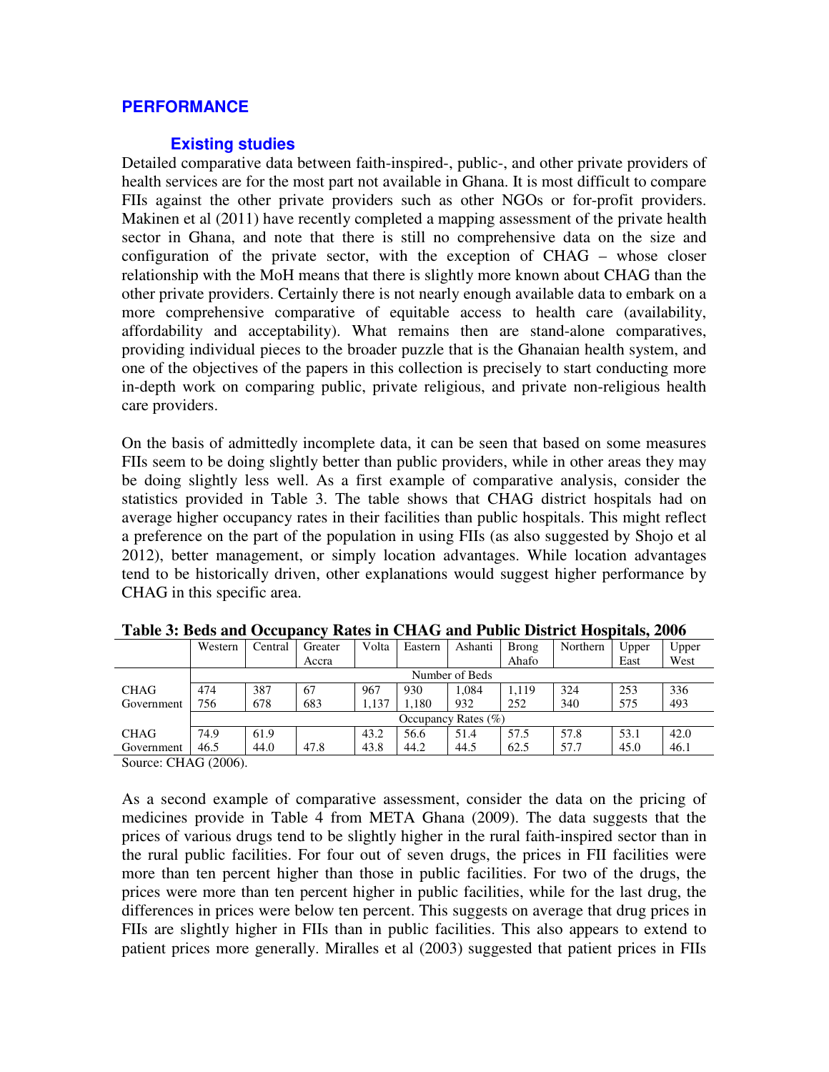## PERFORMANCE

### Existing studies

Detailed comparative data between faith-inspired-, public-, and other private providers of health services are for the most part not available in Ghana. It is most difficult to compare FIIs against the other private providers such as other NGOs or for-profit providers. Makinen et al (2011) have recently completed a mapping assessment of the private health sector in Ghana, and note that there is still no comprehensive data on the size and configuration of the private sector, with the exception of CHAG – whose closer relationship with the MoH means that there is slightly more known about CHAG than the other private providers. Certainly there is not nearly enough available data to embark on a more comprehensive comparative of equitable access to health care (availability, affordability and acceptability). What remains then are stand-alone comparatives, providing individual pieces to the broader puzzle that is the Ghanaian health system, and one of the objectives of the papers in this collection is precisely to start conducting more in-depth work on comparing public, private religious, and private non-religious health care providers.

On the basis of admittedly incomplete data, it can be seen that based on some measures FIIs seem to be doing slightly better than public providers, while in other areas they may be doing slightly less well. As a first example of comparative analysis, consider the statistics provided in Table 3. The table shows that CHAG district hospitals had on average higher occupancy rates in their facilities than public hospitals. This might reflect a preference on the part of the population in using FIIs (as also suggested by Shojo et al 2012), better management, or simply location advantages. While location advantages tend to be historically driven, other explanations would suggest higher performance by CHAG in this specific area.

**Table 3: Beds and Occupancy Rates in CHAG and Public District Hospitals, 2006**

| | Western | Central | Greater Accra | Volta | Eastern | Ashanti | Brong Ahafo | Northern | Upper East | Upper West |
|---|---|---|---|---|---|---|---|---|---|---|
| | Number of Beds | | | | | | | | | |
| CHAG | 474 | 387 | 67 | 967 | 930 | 1,084 | 1,119 | 324 | 253 | 336 |
| Government | 756 | 678 | 683 | 1,137 | 1,180 | 932 | 252 | 340 | 575 | 493 |
| | Occupancy Rates (%) | | | | | | | | | |
| CHAG | 74.9 | 61.9 | | 43.2 | 56.6 | 51.4 | 57.5 | 57.8 | 53.1 | 42.0 |
| Government | 46.5 | 44.0 | 47.8 | 43.8 | 44.2 | 44.5 | 62.5 | 57.7 | 45.0 | 46.1 |

Source: CHAG (2006).

As a second example of comparative assessment, consider the data on the pricing of medicines provide in Table 4 from META Ghana (2009). The data suggests that the prices of various drugs tend to be slightly higher in the rural faith-inspired sector than in the rural public facilities. For four out of seven drugs, the prices in FII facilities were more than ten percent higher than those in public facilities. For two of the drugs, the prices were more than ten percent higher in public facilities, while for the last drug, the differences in prices were below ten percent. This suggests on average that drug prices in FIIs are slightly higher in FIIs than in public facilities. This also appears to extend to patient prices more generally. Miralles et al (2003) suggested that patient prices in FIIs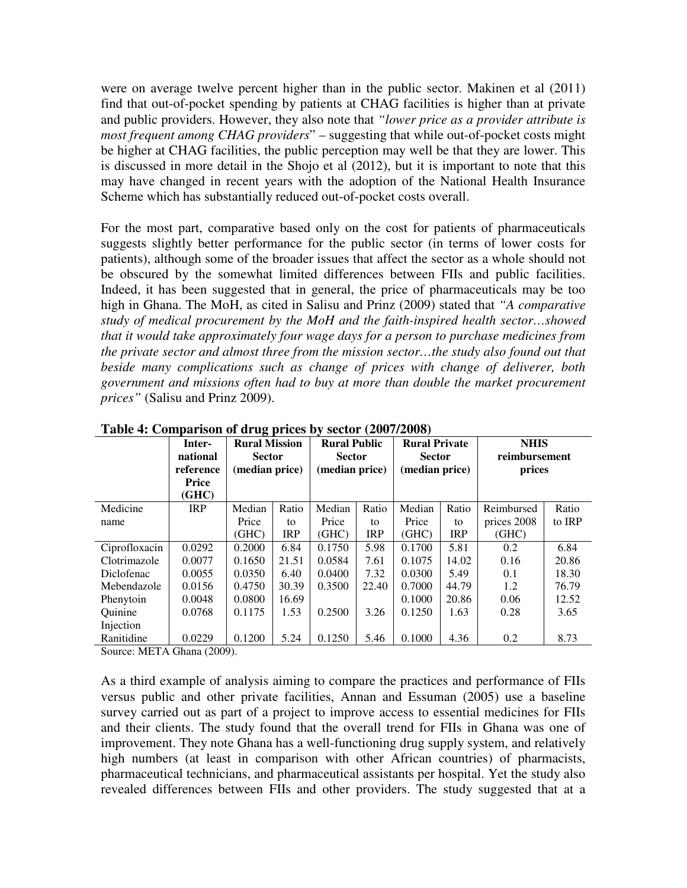were on average twelve percent higher than in the public sector. Makinen et al (2011) find that out-of-pocket spending by patients at CHAG facilities is higher than at private and public providers. However, they also note that *"lower price as a provider attribute is most frequent among CHAG providers*" – suggesting that while out-of-pocket costs might be higher at CHAG facilities, the public perception may well be that they are lower. This is discussed in more detail in the Shojo et al (2012), but it is important to note that this may have changed in recent years with the adoption of the National Health Insurance Scheme which has substantially reduced out-of-pocket costs overall.

For the most part, comparative based only on the cost for patients of pharmaceuticals suggests slightly better performance for the public sector (in terms of lower costs for patients), although some of the broader issues that affect the sector as a whole should not be obscured by the somewhat limited differences between FIIs and public facilities. Indeed, it has been suggested that in general, the price of pharmaceuticals may be too high in Ghana. The MoH, as cited in Salisu and Prinz (2009) stated that *"A comparative study of medical procurement by the MoH and the faith-inspired health sector…showed that it would take approximately four wage days for a person to purchase medicines from the private sector and almost three from the mission sector…the study also found out that beside many complications such as change of prices with change of deliverer, both government and missions often had to buy at more than double the market procurement prices"* (Salisu and Prinz 2009).

**Table 4: Comparison of drug prices by sector (2007/2008)**

| | International reference Price (GHC) | Rural Mission Sector (median price) | | Rural Public Sector (median price) | | Rural Private Sector (median price) | | NHIS reimbursement prices | |
|---|---|---|---|---|---|---|---|---|---|
| Medicine name | IRP | Median Price (GHC) | Ratio to IRP | Median Price (GHC) | Ratio to IRP | Median Price (GHC) | Ratio to IRP | Reimbursed prices 2008 (GHC) | Ratio to IRP |
| Ciprofloxacin | 0.0292 | 0.2000 | 6.84 | 0.1750 | 5.98 | 0.1700 | 5.81 | 0.2 | 6.84 |
| Clotrimazole | 0.0077 | 0.1650 | 21.51 | 0.0584 | 7.61 | 0.1075 | 14.02 | 0.16 | 20.86 |
| Diclofenac | 0.0055 | 0.0350 | 6.40 | 0.0400 | 7.32 | 0.0300 | 5.49 | 0.1 | 18.30 |
| Mebendazole | 0.0156 | 0.4750 | 30.39 | 0.3500 | 22.40 | 0.7000 | 44.79 | 1.2 | 76.79 |
| Phenytoin | 0.0048 | 0.0800 | 16.69 | | | 0.1000 | 20.86 | 0.06 | 12.52 |
| Quinine Injection | 0.0768 | 0.1175 | 1.53 | 0.2500 | 3.26 | 0.1250 | 1.63 | 0.28 | 3.65 |
| Ranitidine | 0.0229 | 0.1200 | 5.24 | 0.1250 | 5.46 | 0.1000 | 4.36 | 0.2 | 8.73 |

Source: META Ghana (2009).

As a third example of analysis aiming to compare the practices and performance of FIIs versus public and other private facilities, Annan and Essuman (2005) use a baseline survey carried out as part of a project to improve access to essential medicines for FIIs and their clients. The study found that the overall trend for FIIs in Ghana was one of improvement. They note Ghana has a well-functioning drug supply system, and relatively high numbers (at least in comparison with other African countries) of pharmacists, pharmaceutical technicians, and pharmaceutical assistants per hospital. Yet the study also revealed differences between FIIs and other providers. The study suggested that at a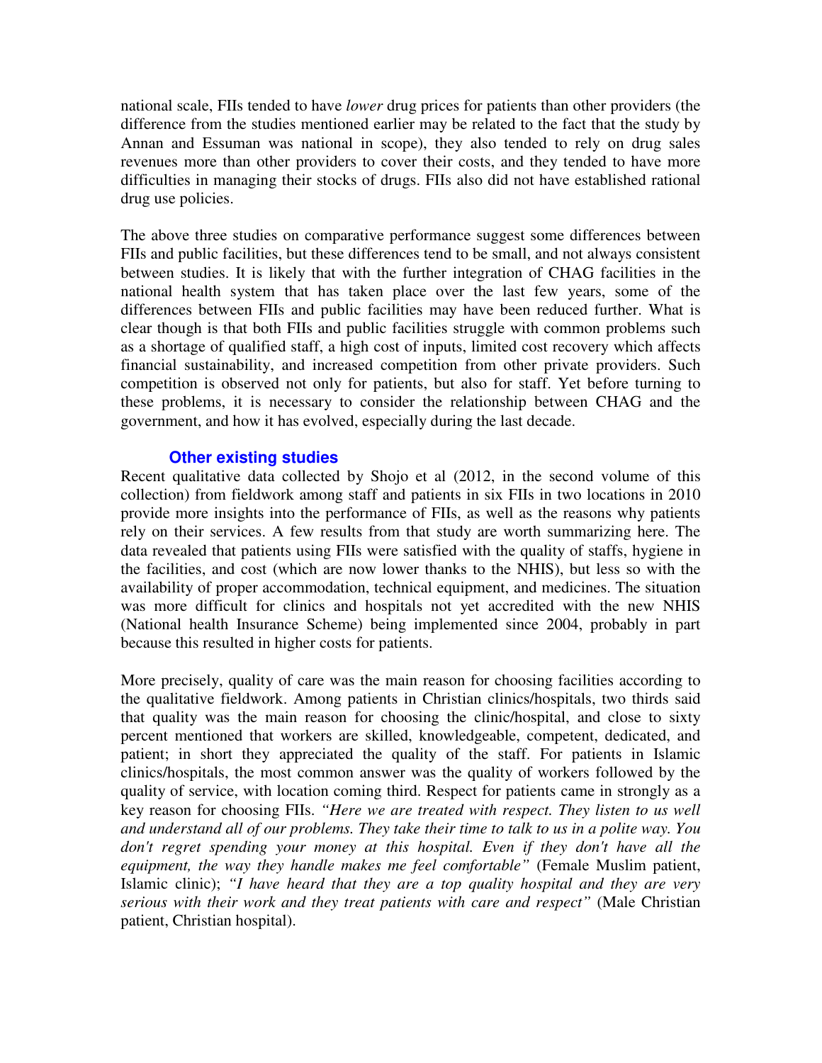national scale, FIIs tended to have *lower* drug prices for patients than other providers (the difference from the studies mentioned earlier may be related to the fact that the study by Annan and Essuman was national in scope), they also tended to rely on drug sales revenues more than other providers to cover their costs, and they tended to have more difficulties in managing their stocks of drugs. FIIs also did not have established rational drug use policies.

The above three studies on comparative performance suggest some differences between FIIs and public facilities, but these differences tend to be small, and not always consistent between studies. It is likely that with the further integration of CHAG facilities in the national health system that has taken place over the last few years, some of the differences between FIIs and public facilities may have been reduced further. What is clear though is that both FIIs and public facilities struggle with common problems such as a shortage of qualified staff, a high cost of inputs, limited cost recovery which affects financial sustainability, and increased competition from other private providers. Such competition is observed not only for patients, but also for staff. Yet before turning to these problems, it is necessary to consider the relationship between CHAG and the government, and how it has evolved, especially during the last decade.

### Other existing studies

Recent qualitative data collected by Shojo et al (2012, in the second volume of this collection) from fieldwork among staff and patients in six FIIs in two locations in 2010 provide more insights into the performance of FIIs, as well as the reasons why patients rely on their services. A few results from that study are worth summarizing here. The data revealed that patients using FIIs were satisfied with the quality of staffs, hygiene in the facilities, and cost (which are now lower thanks to the NHIS), but less so with the availability of proper accommodation, technical equipment, and medicines. The situation was more difficult for clinics and hospitals not yet accredited with the new NHIS (National health Insurance Scheme) being implemented since 2004, probably in part because this resulted in higher costs for patients.

More precisely, quality of care was the main reason for choosing facilities according to the qualitative fieldwork. Among patients in Christian clinics/hospitals, two thirds said that quality was the main reason for choosing the clinic/hospital, and close to sixty percent mentioned that workers are skilled, knowledgeable, competent, dedicated, and patient; in short they appreciated the quality of the staff. For patients in Islamic clinics/hospitals, the most common answer was the quality of workers followed by the quality of service, with location coming third. Respect for patients came in strongly as a key reason for choosing FIIs. *"Here we are treated with respect. They listen to us well and understand all of our problems. They take their time to talk to us in a polite way. You don't regret spending your money at this hospital. Even if they don't have all the equipment, the way they handle makes me feel comfortable"* (Female Muslim patient, Islamic clinic); *"I have heard that they are a top quality hospital and they are very serious with their work and they treat patients with care and respect"* (Male Christian patient, Christian hospital).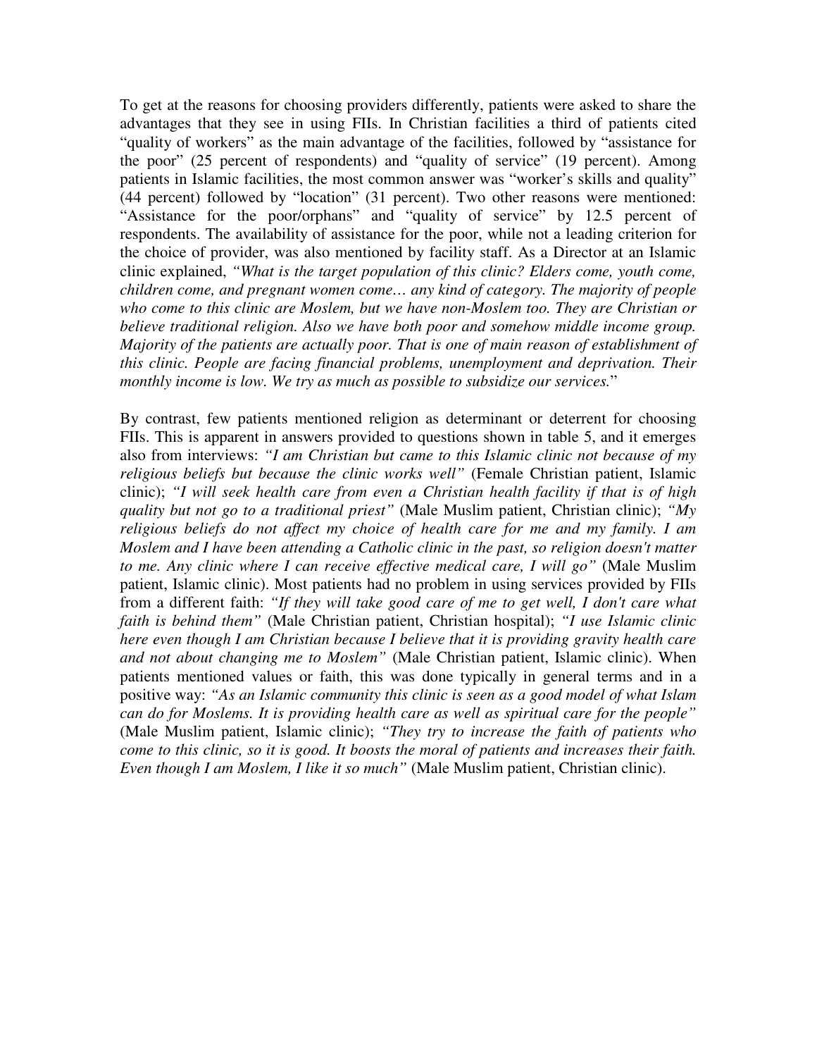To get at the reasons for choosing providers differently, patients were asked to share the advantages that they see in using FIIs. In Christian facilities a third of patients cited "quality of workers" as the main advantage of the facilities, followed by "assistance for the poor" (25 percent of respondents) and "quality of service" (19 percent). Among patients in Islamic facilities, the most common answer was "worker's skills and quality" (44 percent) followed by "location" (31 percent). Two other reasons were mentioned: "Assistance for the poor/orphans" and "quality of service" by 12.5 percent of respondents. The availability of assistance for the poor, while not a leading criterion for the choice of provider, was also mentioned by facility staff. As a Director at an Islamic clinic explained, *"What is the target population of this clinic? Elders come, youth come, children come, and pregnant women come… any kind of category. The majority of people who come to this clinic are Moslem, but we have non-Moslem too. They are Christian or believe traditional religion. Also we have both poor and somehow middle income group. Majority of the patients are actually poor. That is one of main reason of establishment of this clinic. People are facing financial problems, unemployment and deprivation. Their monthly income is low. We try as much as possible to subsidize our services.*"

By contrast, few patients mentioned religion as determinant or deterrent for choosing FIIs. This is apparent in answers provided to questions shown in table 5, and it emerges also from interviews: *"I am Christian but came to this Islamic clinic not because of my religious beliefs but because the clinic works well"* (Female Christian patient, Islamic clinic); *"I will seek health care from even a Christian health facility if that is of high quality but not go to a traditional priest"* (Male Muslim patient, Christian clinic); *"My religious beliefs do not affect my choice of health care for me and my family. I am Moslem and I have been attending a Catholic clinic in the past, so religion doesn't matter to me. Any clinic where I can receive effective medical care, I will go"* (Male Muslim patient, Islamic clinic). Most patients had no problem in using services provided by FIIs from a different faith: *"If they will take good care of me to get well, I don't care what faith is behind them"* (Male Christian patient, Christian hospital); *"I use Islamic clinic here even though I am Christian because I believe that it is providing gravity health care and not about changing me to Moslem"* (Male Christian patient, Islamic clinic). When patients mentioned values or faith, this was done typically in general terms and in a positive way: *"As an Islamic community this clinic is seen as a good model of what Islam can do for Moslems. It is providing health care as well as spiritual care for the people"* (Male Muslim patient, Islamic clinic); *"They try to increase the faith of patients who come to this clinic, so it is good. It boosts the moral of patients and increases their faith. Even though I am Moslem, I like it so much"* (Male Muslim patient, Christian clinic).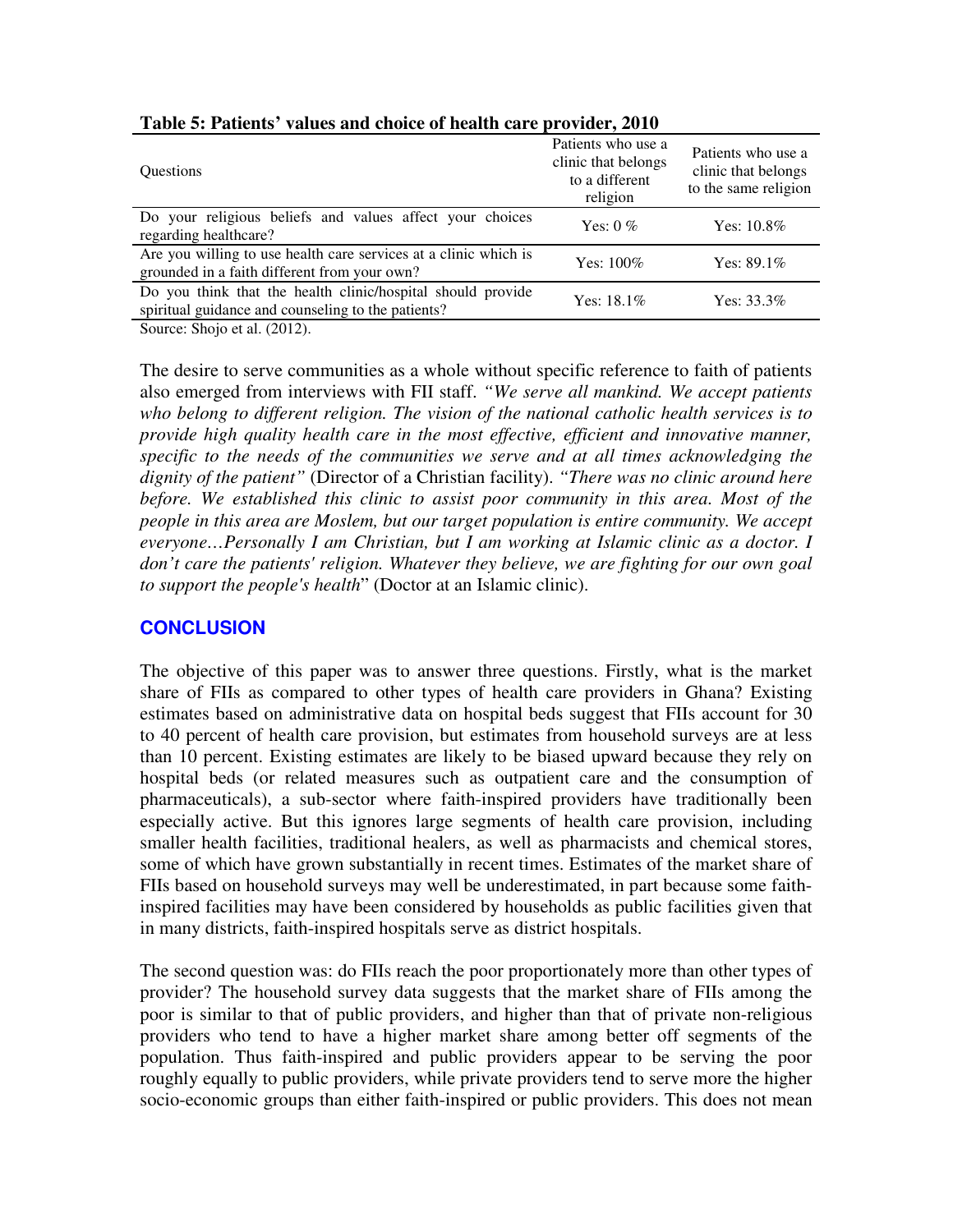**Table 5: Patients' values and choice of health care provider, 2010**

| Questions | Patients who use a clinic that belongs to a different religion | Patients who use a clinic that belongs to the same religion |
|---|---|---|
| Do your religious beliefs and values affect your choices regarding healthcare? | Yes: 0 % | Yes: 10.8% |
| Are you willing to use health care services at a clinic which is grounded in a faith different from your own? | Yes: 100% | Yes: 89.1% |
| Do you think that the health clinic/hospital should provide spiritual guidance and counseling to the patients? | Yes: 18.1% | Yes: 33.3% |

Source: Shojo et al. (2012).

The desire to serve communities as a whole without specific reference to faith of patients also emerged from interviews with FII staff. *"We serve all mankind. We accept patients who belong to different religion. The vision of the national catholic health services is to provide high quality health care in the most effective, efficient and innovative manner, specific to the needs of the communities we serve and at all times acknowledging the dignity of the patient"* (Director of a Christian facility). *"There was no clinic around here before. We established this clinic to assist poor community in this area. Most of the people in this area are Moslem, but our target population is entire community. We accept everyone…Personally I am Christian, but I am working at Islamic clinic as a doctor. I don't care the patients' religion. Whatever they believe, we are fighting for our own goal to support the people's health*" (Doctor at an Islamic clinic).

## CONCLUSION

The objective of this paper was to answer three questions. Firstly, what is the market share of FIIs as compared to other types of health care providers in Ghana? Existing estimates based on administrative data on hospital beds suggest that FIIs account for 30 to 40 percent of health care provision, but estimates from household surveys are at less than 10 percent. Existing estimates are likely to be biased upward because they rely on hospital beds (or related measures such as outpatient care and the consumption of pharmaceuticals), a sub-sector where faith-inspired providers have traditionally been especially active. But this ignores large segments of health care provision, including smaller health facilities, traditional healers, as well as pharmacists and chemical stores, some of which have grown substantially in recent times. Estimates of the market share of FIIs based on household surveys may well be underestimated, in part because some faith-inspired facilities may have been considered by households as public facilities given that in many districts, faith-inspired hospitals serve as district hospitals.

The second question was: do FIIs reach the poor proportionately more than other types of provider? The household survey data suggests that the market share of FIIs among the poor is similar to that of public providers, and higher than that of private non-religious providers who tend to have a higher market share among better off segments of the population. Thus faith-inspired and public providers appear to be serving the poor roughly equally to public providers, while private providers tend to serve more the higher socio-economic groups than either faith-inspired or public providers. This does not mean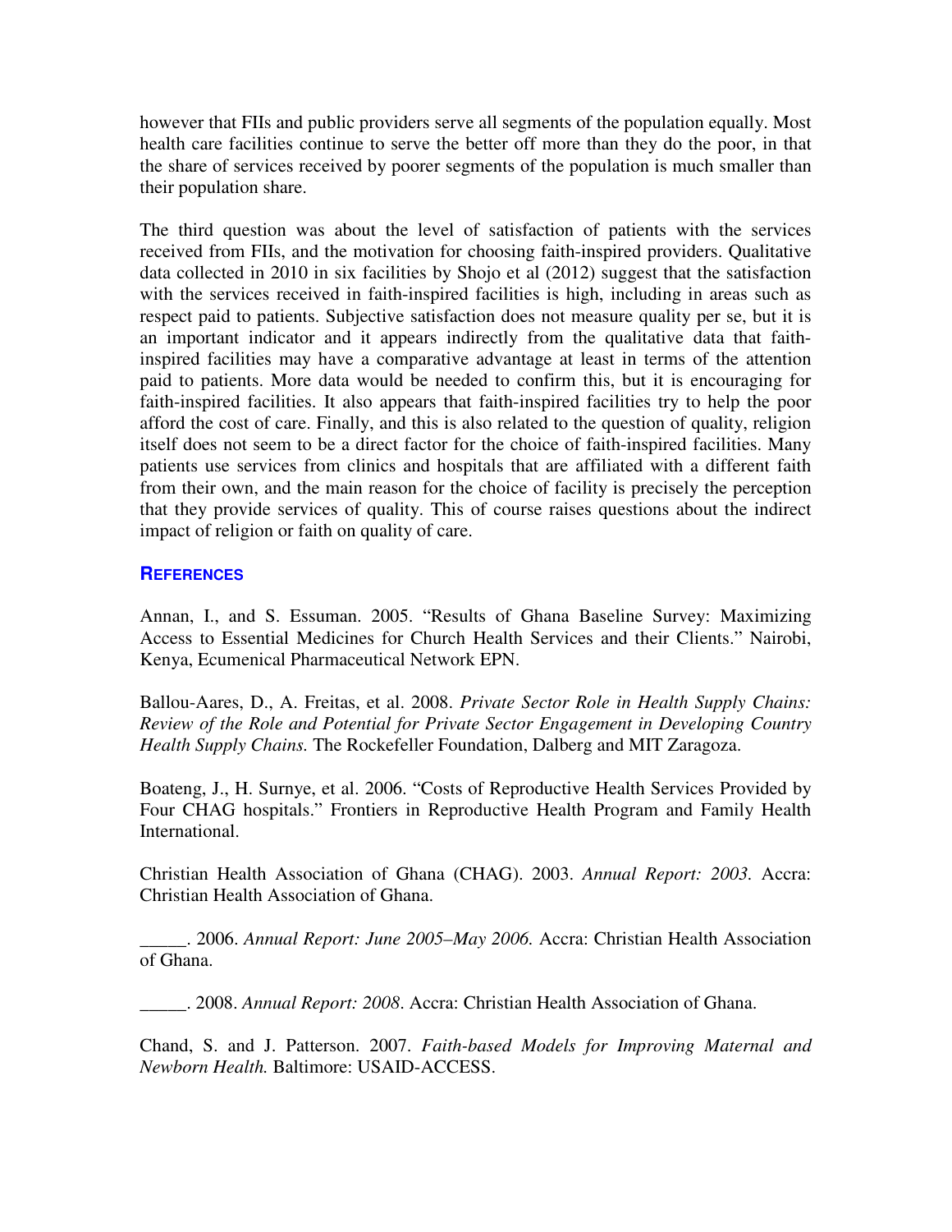however that FIIs and public providers serve all segments of the population equally. Most health care facilities continue to serve the better off more than they do the poor, in that the share of services received by poorer segments of the population is much smaller than their population share.

The third question was about the level of satisfaction of patients with the services received from FIIs, and the motivation for choosing faith-inspired providers. Qualitative data collected in 2010 in six facilities by Shojo et al (2012) suggest that the satisfaction with the services received in faith-inspired facilities is high, including in areas such as respect paid to patients. Subjective satisfaction does not measure quality per se, but it is an important indicator and it appears indirectly from the qualitative data that faith-inspired facilities may have a comparative advantage at least in terms of the attention paid to patients. More data would be needed to confirm this, but it is encouraging for faith-inspired facilities. It also appears that faith-inspired facilities try to help the poor afford the cost of care. Finally, and this is also related to the question of quality, religion itself does not seem to be a direct factor for the choice of faith-inspired facilities. Many patients use services from clinics and hospitals that are affiliated with a different faith from their own, and the main reason for the choice of facility is precisely the perception that they provide services of quality. This of course raises questions about the indirect impact of religion or faith on quality of care.

## REFERENCES

Annan, I., and S. Essuman. 2005. "Results of Ghana Baseline Survey: Maximizing Access to Essential Medicines for Church Health Services and their Clients." Nairobi, Kenya, Ecumenical Pharmaceutical Network EPN.

Ballou-Aares, D., A. Freitas, et al. 2008. *Private Sector Role in Health Supply Chains: Review of the Role and Potential for Private Sector Engagement in Developing Country Health Supply Chains.* The Rockefeller Foundation, Dalberg and MIT Zaragoza.

Boateng, J., H. Surnye, et al. 2006. "Costs of Reproductive Health Services Provided by Four CHAG hospitals." Frontiers in Reproductive Health Program and Family Health International.

Christian Health Association of Ghana (CHAG). 2003. *Annual Report: 2003.* Accra: Christian Health Association of Ghana.

_____. 2006. *Annual Report: June 2005–May 2006.* Accra: Christian Health Association of Ghana.

_____. 2008. *Annual Report: 2008*. Accra: Christian Health Association of Ghana.

Chand, S. and J. Patterson. 2007. *Faith-based Models for Improving Maternal and Newborn Health.* Baltimore: USAID-ACCESS.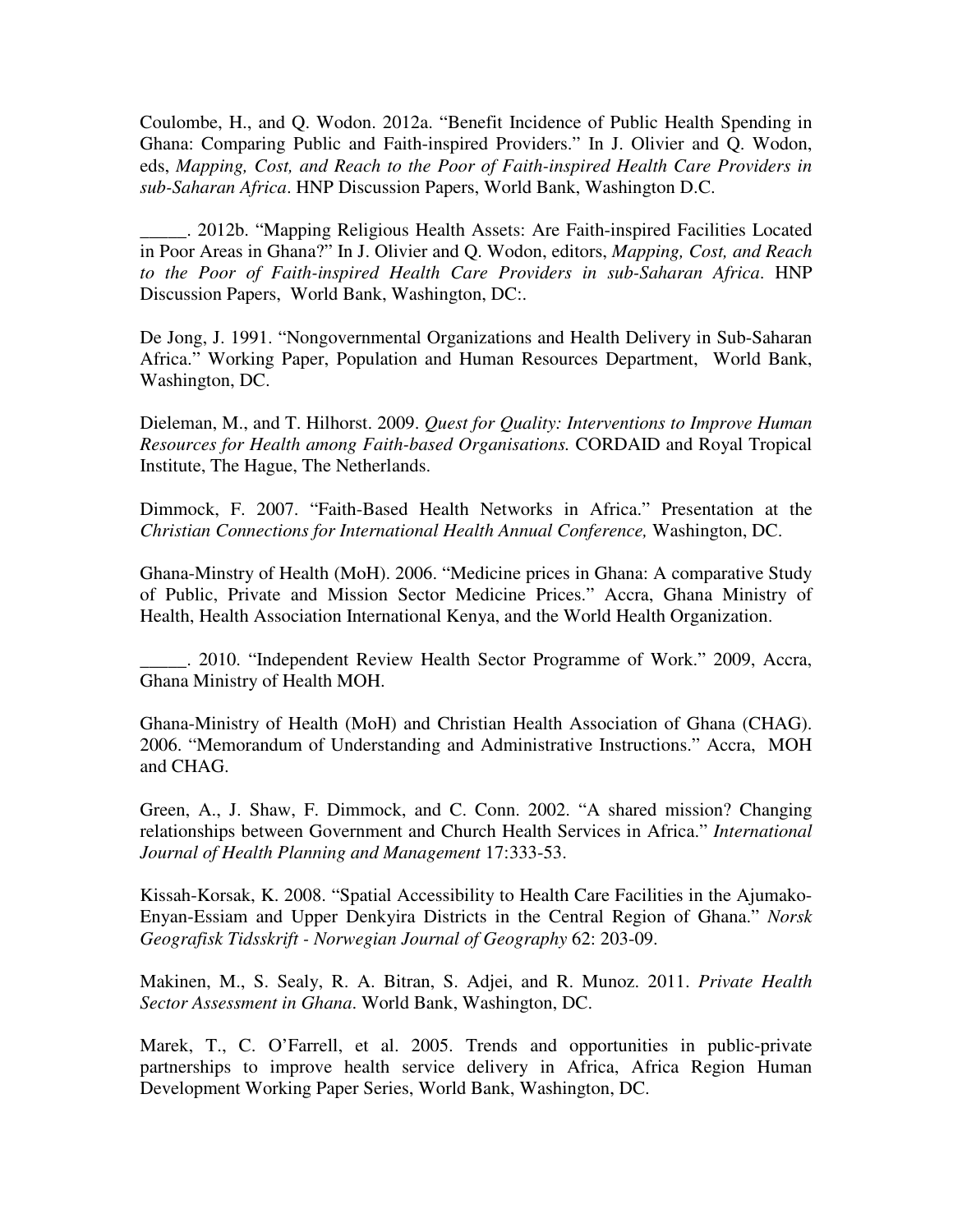Coulombe, H., and Q. Wodon. 2012a. "Benefit Incidence of Public Health Spending in Ghana: Comparing Public and Faith-inspired Providers." In J. Olivier and Q. Wodon, eds, *Mapping, Cost, and Reach to the Poor of Faith-inspired Health Care Providers in sub-Saharan Africa*. HNP Discussion Papers, World Bank, Washington D.C.

_____. 2012b. "Mapping Religious Health Assets: Are Faith-inspired Facilities Located in Poor Areas in Ghana?" In J. Olivier and Q. Wodon, editors, *Mapping, Cost, and Reach to the Poor of Faith-inspired Health Care Providers in sub-Saharan Africa*. HNP Discussion Papers, World Bank, Washington, DC:.

De Jong, J. 1991. "Nongovernmental Organizations and Health Delivery in Sub-Saharan Africa." Working Paper, Population and Human Resources Department, World Bank, Washington, DC.

Dieleman, M., and T. Hilhorst. 2009. *Quest for Quality: Interventions to Improve Human Resources for Health among Faith-based Organisations.* CORDAID and Royal Tropical Institute, The Hague, The Netherlands.

Dimmock, F. 2007. "Faith-Based Health Networks in Africa." Presentation at the *Christian Connections for International Health Annual Conference,* Washington, DC.

Ghana-Minstry of Health (MoH). 2006. "Medicine prices in Ghana: A comparative Study of Public, Private and Mission Sector Medicine Prices." Accra, Ghana Ministry of Health, Health Association International Kenya, and the World Health Organization.

_____. 2010. "Independent Review Health Sector Programme of Work." 2009, Accra, Ghana Ministry of Health MOH.

Ghana-Ministry of Health (MoH) and Christian Health Association of Ghana (CHAG). 2006. "Memorandum of Understanding and Administrative Instructions." Accra, MOH and CHAG.

Green, A., J. Shaw, F. Dimmock, and C. Conn. 2002. "A shared mission? Changing relationships between Government and Church Health Services in Africa." *International Journal of Health Planning and Management* 17:333-53.

Kissah-Korsak, K. 2008. "Spatial Accessibility to Health Care Facilities in the Ajumako-Enyan-Essiam and Upper Denkyira Districts in the Central Region of Ghana." *Norsk Geografisk Tidsskrift - Norwegian Journal of Geography* 62: 203-09.

Makinen, M., S. Sealy, R. A. Bitran, S. Adjei, and R. Munoz. 2011. *Private Health Sector Assessment in Ghana*. World Bank, Washington, DC.

Marek, T., C. O'Farrell, et al. 2005. Trends and opportunities in public-private partnerships to improve health service delivery in Africa, Africa Region Human Development Working Paper Series, World Bank, Washington, DC.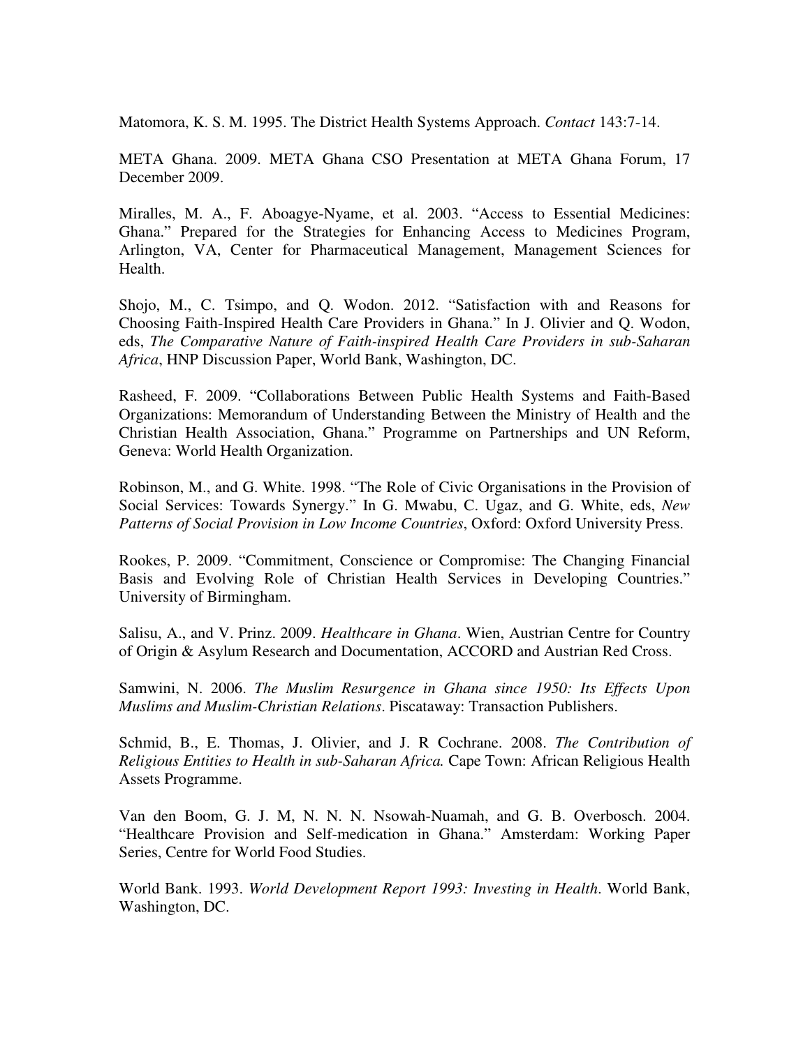Matomora, K. S. M. 1995. The District Health Systems Approach. *Contact* 143:7-14.

META Ghana. 2009. META Ghana CSO Presentation at META Ghana Forum, 17 December 2009.

Miralles, M. A., F. Aboagye-Nyame, et al. 2003. "Access to Essential Medicines: Ghana." Prepared for the Strategies for Enhancing Access to Medicines Program, Arlington, VA, Center for Pharmaceutical Management, Management Sciences for Health.

Shojo, M., C. Tsimpo, and Q. Wodon. 2012. "Satisfaction with and Reasons for Choosing Faith-Inspired Health Care Providers in Ghana." In J. Olivier and Q. Wodon, eds, *The Comparative Nature of Faith-inspired Health Care Providers in sub-Saharan Africa*, HNP Discussion Paper, World Bank, Washington, DC.

Rasheed, F. 2009. "Collaborations Between Public Health Systems and Faith-Based Organizations: Memorandum of Understanding Between the Ministry of Health and the Christian Health Association, Ghana." Programme on Partnerships and UN Reform, Geneva: World Health Organization.

Robinson, M., and G. White. 1998. "The Role of Civic Organisations in the Provision of Social Services: Towards Synergy." In G. Mwabu, C. Ugaz, and G. White, eds, *New Patterns of Social Provision in Low Income Countries*, Oxford: Oxford University Press.

Rookes, P. 2009. "Commitment, Conscience or Compromise: The Changing Financial Basis and Evolving Role of Christian Health Services in Developing Countries." University of Birmingham.

Salisu, A., and V. Prinz. 2009. *Healthcare in Ghana*. Wien, Austrian Centre for Country of Origin & Asylum Research and Documentation, ACCORD and Austrian Red Cross.

Samwini, N. 2006. *The Muslim Resurgence in Ghana since 1950: Its Effects Upon Muslims and Muslim-Christian Relations*. Piscataway: Transaction Publishers.

Schmid, B., E. Thomas, J. Olivier, and J. R Cochrane. 2008. *The Contribution of Religious Entities to Health in sub-Saharan Africa.* Cape Town: African Religious Health Assets Programme.

Van den Boom, G. J. M, N. N. N. Nsowah-Nuamah, and G. B. Overbosch. 2004. "Healthcare Provision and Self-medication in Ghana." Amsterdam: Working Paper Series, Centre for World Food Studies.

World Bank. 1993. *World Development Report 1993: Investing in Health*. World Bank, Washington, DC.